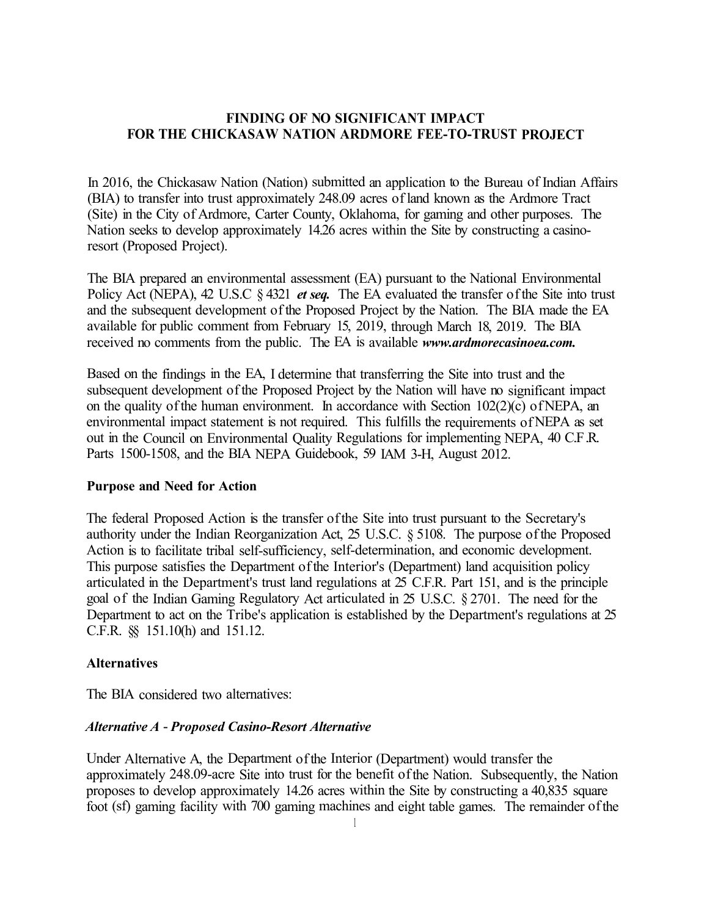# FINDING OF NO SIGNIFICANT IMPACT FOR THE CHICKASAW NATION ARDMORE FEE-TO-TRUST PROJECT

In 2016, the Chickasaw Nation (Nation) submitted an application to the Bureau of Indian Affairs (BIA) to transfer into trust approximately 248.09 acres of land known as the Ardmore Tract (Site) in the City of Ardmore, Carter County, Oklahoma, for gaming and other purposes. The Nation seeks to develop approximately 14.26 acres within the Site by constructing a casino-resort (Proposed Project).

The BIA prepared an environmental assessment (EA) pursuant to the National Environmental Policy Act (NEPA), 42 U.S.C § 4321 ***et seq.*** The EA evaluated the transfer of the Site into trust and the subsequent development of the Proposed Project by the Nation. The BIA made the EA available for public comment from February 15, 2019, through March 18, 2019. The BIA received no comments from the public. The EA is available ***www.ardmorecasinoea.com.***

Based on the findings in the EA, I determine that transferring the Site into trust and the subsequent development of the Proposed Project by the Nation will have no significant impact on the quality of the human environment. In accordance with Section 102(2)(c) of NEPA, an environmental impact statement is not required. This fulfills the requirements of NEPA as set out in the Council on Environmental Quality Regulations for implementing NEPA, 40 C.F.R. Parts 1500-1508, and the BIA NEPA Guidebook, 59 IAM 3-H, August 2012.

**Purpose and Need for Action**

The federal Proposed Action is the transfer of the Site into trust pursuant to the Secretary's authority under the Indian Reorganization Act, 25 U.S.C. § 5108. The purpose of the Proposed Action is to facilitate tribal self-sufficiency, self-determination, and economic development. This purpose satisfies the Department of the Interior's (Department) land acquisition policy articulated in the Department's trust land regulations at 25 C.F.R. Part 151, and is the principle goal of the Indian Gaming Regulatory Act articulated in 25 U.S.C. § 2701. The need for the Department to act on the Tribe's application is established by the Department's regulations at 25 C.F.R. §§ 151.10(h) and 151.12.

**Alternatives**

The BIA considered two alternatives:

***Alternative A - Proposed Casino-Resort Alternative***

Under Alternative A, the Department of the Interior (Department) would transfer the approximately 248.09-acre Site into trust for the benefit of the Nation. Subsequently, the Nation proposes to develop approximately 14.26 acres within the Site by constructing a 40,835 square foot (sf) gaming facility with 700 gaming machines and eight table games. The remainder of the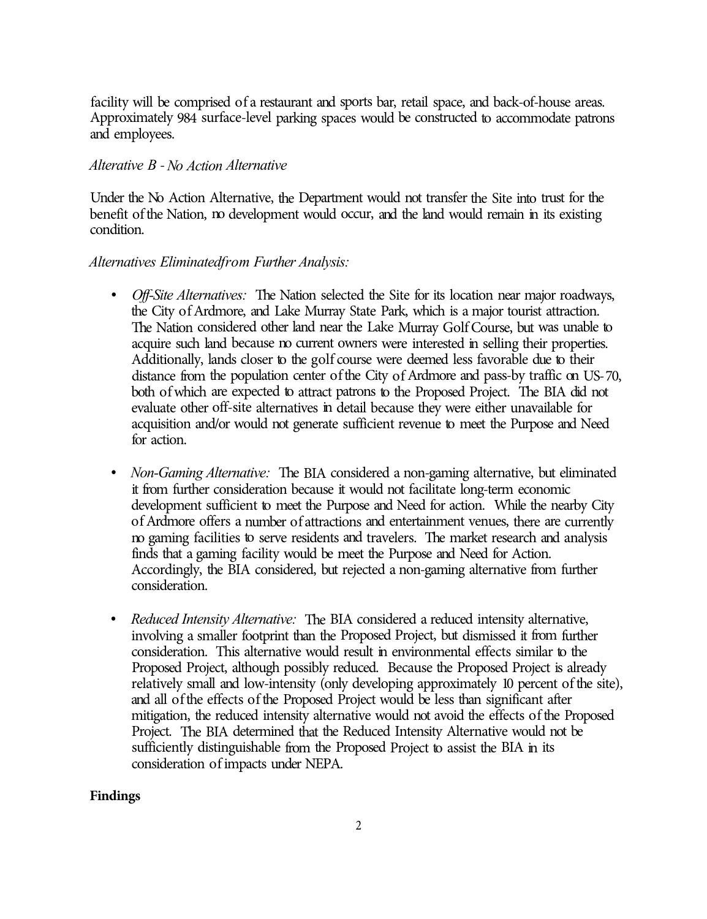facility will be comprised of a restaurant and sports bar, retail space, and back-of-house areas. Approximately 984 surface-level parking spaces would be constructed to accommodate patrons and employees.

*Alterative B - No Action Alternative*

Under the No Action Alternative, the Department would not transfer the Site into trust for the benefit of the Nation, no development would occur, and the land would remain in its existing condition.

*Alternatives Eliminatedfrom Further Analysis:*

- *Off-Site Alternatives:* The Nation selected the Site for its location near major roadways, the City of Ardmore, and Lake Murray State Park, which is a major tourist attraction. The Nation considered other land near the Lake Murray Golf Course, but was unable to acquire such land because no current owners were interested in selling their properties. Additionally, lands closer to the golf course were deemed less favorable due to their distance from the population center of the City of Ardmore and pass-by traffic on US-70, both of which are expected to attract patrons to the Proposed Project. The BIA did not evaluate other off-site alternatives in detail because they were either unavailable for acquisition and/or would not generate sufficient revenue to meet the Purpose and Need for action.

- *Non-Gaming Alternative:* The BIA considered a non-gaming alternative, but eliminated it from further consideration because it would not facilitate long-term economic development sufficient to meet the Purpose and Need for action. While the nearby City of Ardmore offers a number of attractions and entertainment venues, there are currently no gaming facilities to serve residents and travelers. The market research and analysis finds that a gaming facility would be meet the Purpose and Need for Action. Accordingly, the BIA considered, but rejected a non-gaming alternative from further consideration.

- *Reduced Intensity Alternative:* The BIA considered a reduced intensity alternative, involving a smaller footprint than the Proposed Project, but dismissed it from further consideration. This alternative would result in environmental effects similar to the Proposed Project, although possibly reduced. Because the Proposed Project is already relatively small and low-intensity (only developing approximately 10 percent of the site), and all of the effects of the Proposed Project would be less than significant after mitigation, the reduced intensity alternative would not avoid the effects of the Proposed Project. The BIA determined that the Reduced Intensity Alternative would not be sufficiently distinguishable from the Proposed Project to assist the BIA in its consideration of impacts under NEPA.

**Findings**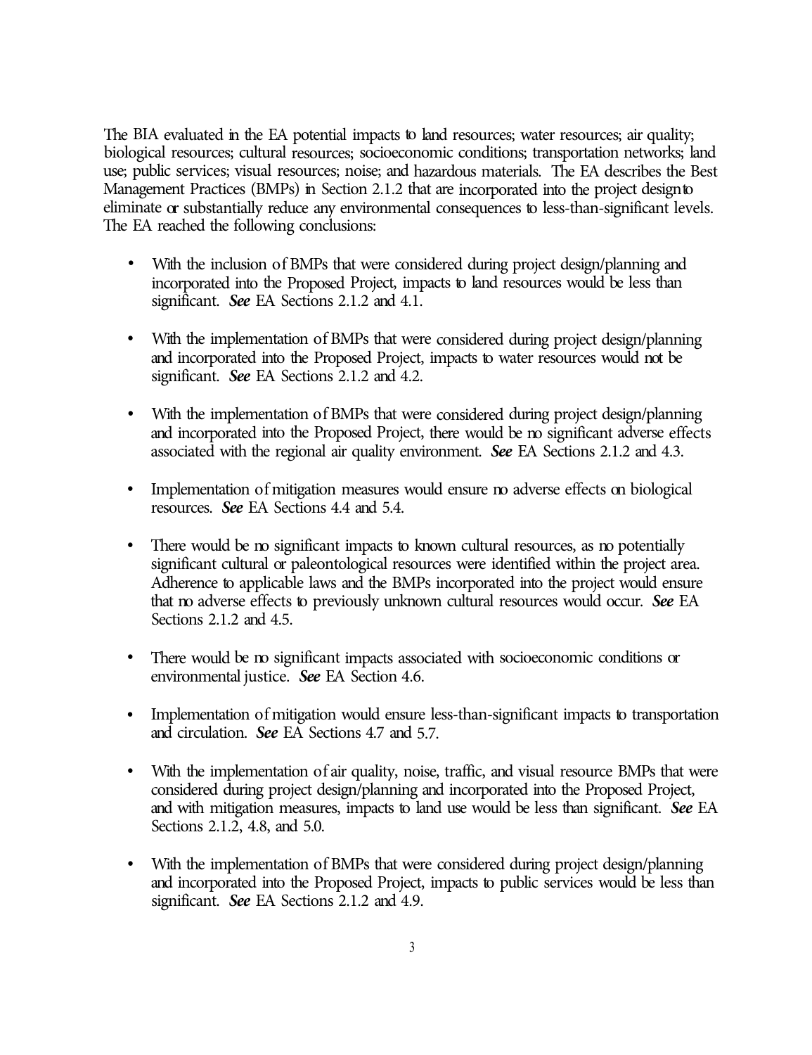The BIA evaluated in the EA potential impacts to land resources; water resources; air quality; biological resources; cultural resources; socioeconomic conditions; transportation networks; land use; public services; visual resources; noise; and hazardous materials. The EA describes the Best Management Practices (BMPs) in Section 2.1.2 that are incorporated into the project design to eliminate or substantially reduce any environmental consequences to less-than-significant levels. The EA reached the following conclusions:

- With the inclusion of BMPs that were considered during project design/planning and incorporated into the Proposed Project, impacts to land resources would be less than significant. ***See*** EA Sections 2.1.2 and 4.1.

- With the implementation of BMPs that were considered during project design/planning and incorporated into the Proposed Project, impacts to water resources would not be significant. ***See*** EA Sections 2.1.2 and 4.2.

- With the implementation of BMPs that were considered during project design/planning and incorporated into the Proposed Project, there would be no significant adverse effects associated with the regional air quality environment. ***See*** EA Sections 2.1.2 and 4.3.

- Implementation of mitigation measures would ensure no adverse effects on biological resources. ***See*** EA Sections 4.4 and 5.4.

- There would be no significant impacts to known cultural resources, as no potentially significant cultural or paleontological resources were identified within the project area. Adherence to applicable laws and the BMPs incorporated into the project would ensure that no adverse effects to previously unknown cultural resources would occur. ***See*** EA Sections 2.1.2 and 4.5.

- There would be no significant impacts associated with socioeconomic conditions or environmental justice. ***See*** EA Section 4.6.

- Implementation of mitigation would ensure less-than-significant impacts to transportation and circulation. ***See*** EA Sections 4.7 and 5.7.

- With the implementation of air quality, noise, traffic, and visual resource BMPs that were considered during project design/planning and incorporated into the Proposed Project, and with mitigation measures, impacts to land use would be less than significant. ***See*** EA Sections 2.1.2, 4.8, and 5.0.

- With the implementation of BMPs that were considered during project design/planning and incorporated into the Proposed Project, impacts to public services would be less than significant. ***See*** EA Sections 2.1.2 and 4.9.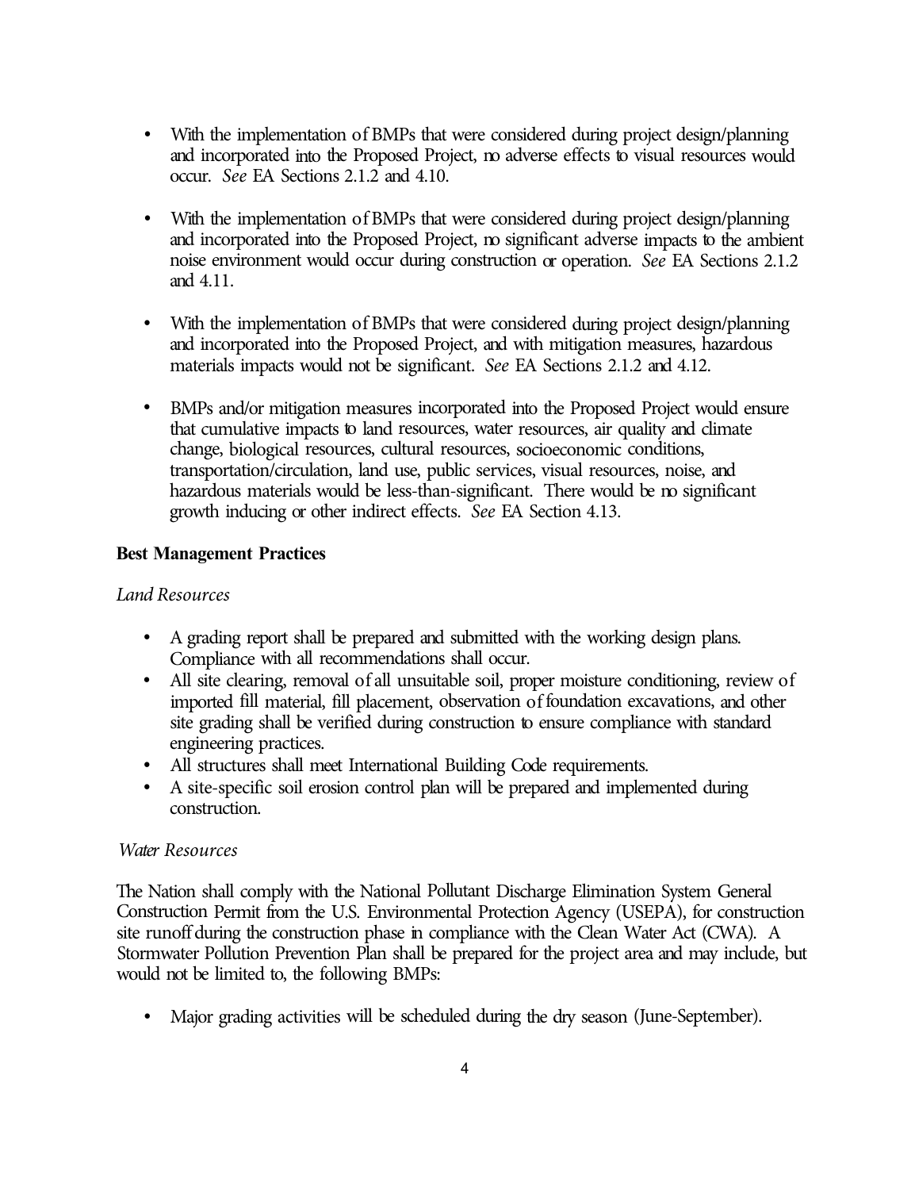- With the implementation of BMPs that were considered during project design/planning and incorporated into the Proposed Project, no adverse effects to visual resources would occur. *See* EA Sections 2.1.2 and 4.10.

- With the implementation of BMPs that were considered during project design/planning and incorporated into the Proposed Project, no significant adverse impacts to the ambient noise environment would occur during construction or operation. *See* EA Sections 2.1.2 and 4.11.

- With the implementation of BMPs that were considered during project design/planning and incorporated into the Proposed Project, and with mitigation measures, hazardous materials impacts would not be significant. *See* EA Sections 2.1.2 and 4.12.

- BMPs and/or mitigation measures incorporated into the Proposed Project would ensure that cumulative impacts to land resources, water resources, air quality and climate change, biological resources, cultural resources, socioeconomic conditions, transportation/circulation, land use, public services, visual resources, noise, and hazardous materials would be less-than-significant. There would be no significant growth inducing or other indirect effects. *See* EA Section 4.13.

**Best Management Practices**

*Land Resources*

- A grading report shall be prepared and submitted with the working design plans. Compliance with all recommendations shall occur.
- All site clearing, removal of all unsuitable soil, proper moisture conditioning, review of imported fill material, fill placement, observation of foundation excavations, and other site grading shall be verified during construction to ensure compliance with standard engineering practices.
- All structures shall meet International Building Code requirements.
- A site-specific soil erosion control plan will be prepared and implemented during construction.

*Water Resources*

The Nation shall comply with the National Pollutant Discharge Elimination System General Construction Permit from the U.S. Environmental Protection Agency (USEPA), for construction site runoff during the construction phase in compliance with the Clean Water Act (CWA). A Stormwater Pollution Prevention Plan shall be prepared for the project area and may include, but would not be limited to, the following BMPs:

- Major grading activities will be scheduled during the dry season (June-September).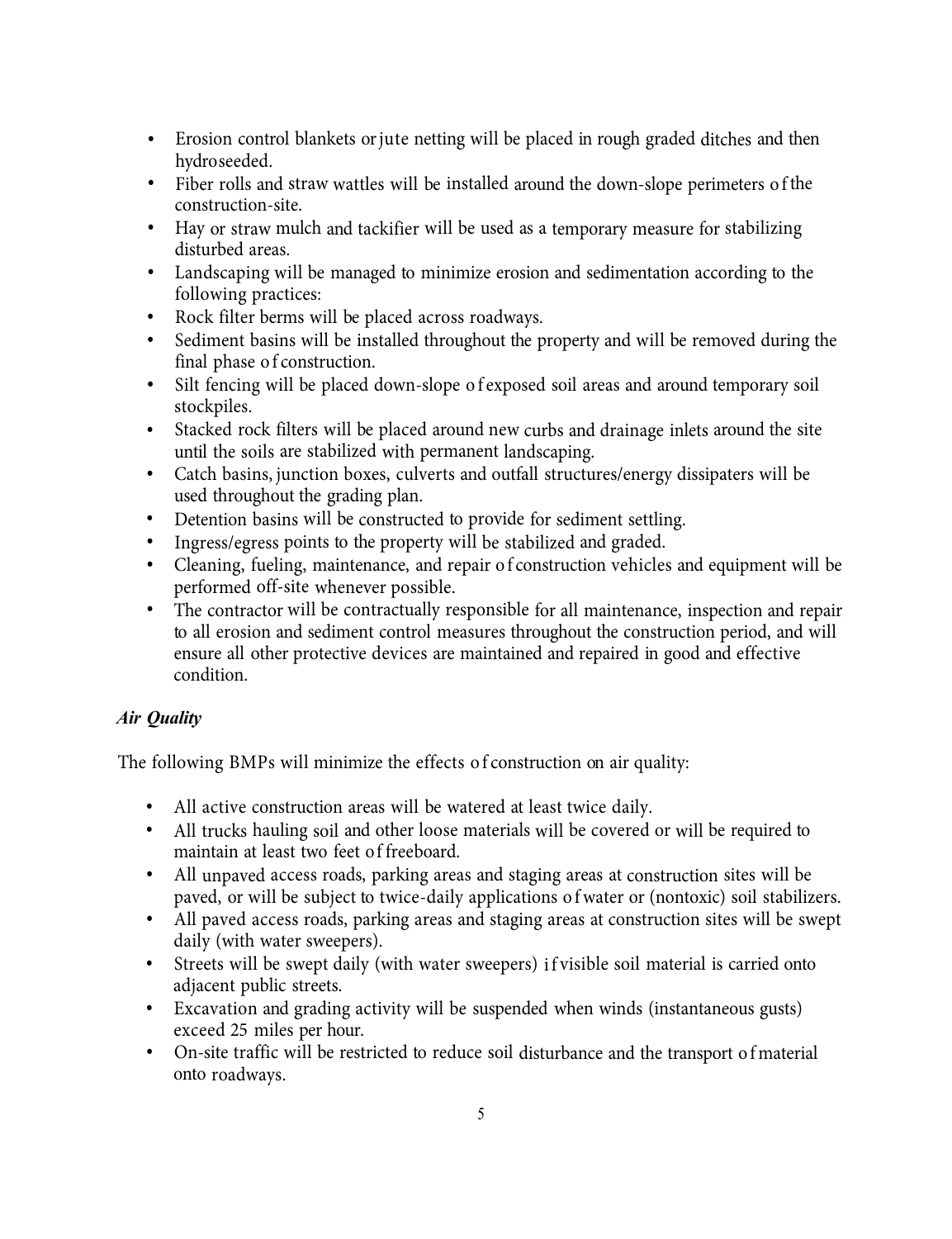- Erosion control blankets or jute netting will be placed in rough graded ditches and then hydroseeded.
- Fiber rolls and straw wattles will be installed around the down-slope perimeters of the construction-site.
- Hay or straw mulch and tackifier will be used as a temporary measure for stabilizing disturbed areas.
- Landscaping will be managed to minimize erosion and sedimentation according to the following practices:
- Rock filter berms will be placed across roadways.
- Sediment basins will be installed throughout the property and will be removed during the final phase of construction.
- Silt fencing will be placed down-slope of exposed soil areas and around temporary soil stockpiles.
- Stacked rock filters will be placed around new curbs and drainage inlets around the site until the soils are stabilized with permanent landscaping.
- Catch basins, junction boxes, culverts and outfall structures/energy dissipaters will be used throughout the grading plan.
- Detention basins will be constructed to provide for sediment settling.
- Ingress/egress points to the property will be stabilized and graded.
- Cleaning, fueling, maintenance, and repair of construction vehicles and equipment will be performed off-site whenever possible.
- The contractor will be contractually responsible for all maintenance, inspection and repair to all erosion and sediment control measures throughout the construction period, and will ensure all other protective devices are maintained and repaired in good and effective condition.

***Air Quality***

The following BMPs will minimize the effects of construction on air quality:

- All active construction areas will be watered at least twice daily.
- All trucks hauling soil and other loose materials will be covered or will be required to maintain at least two feet of freeboard.
- All unpaved access roads, parking areas and staging areas at construction sites will be paved, or will be subject to twice-daily applications of water or (nontoxic) soil stabilizers.
- All paved access roads, parking areas and staging areas at construction sites will be swept daily (with water sweepers).
- Streets will be swept daily (with water sweepers) if visible soil material is carried onto adjacent public streets.
- Excavation and grading activity will be suspended when winds (instantaneous gusts) exceed 25 miles per hour.
- On-site traffic will be restricted to reduce soil disturbance and the transport of material onto roadways.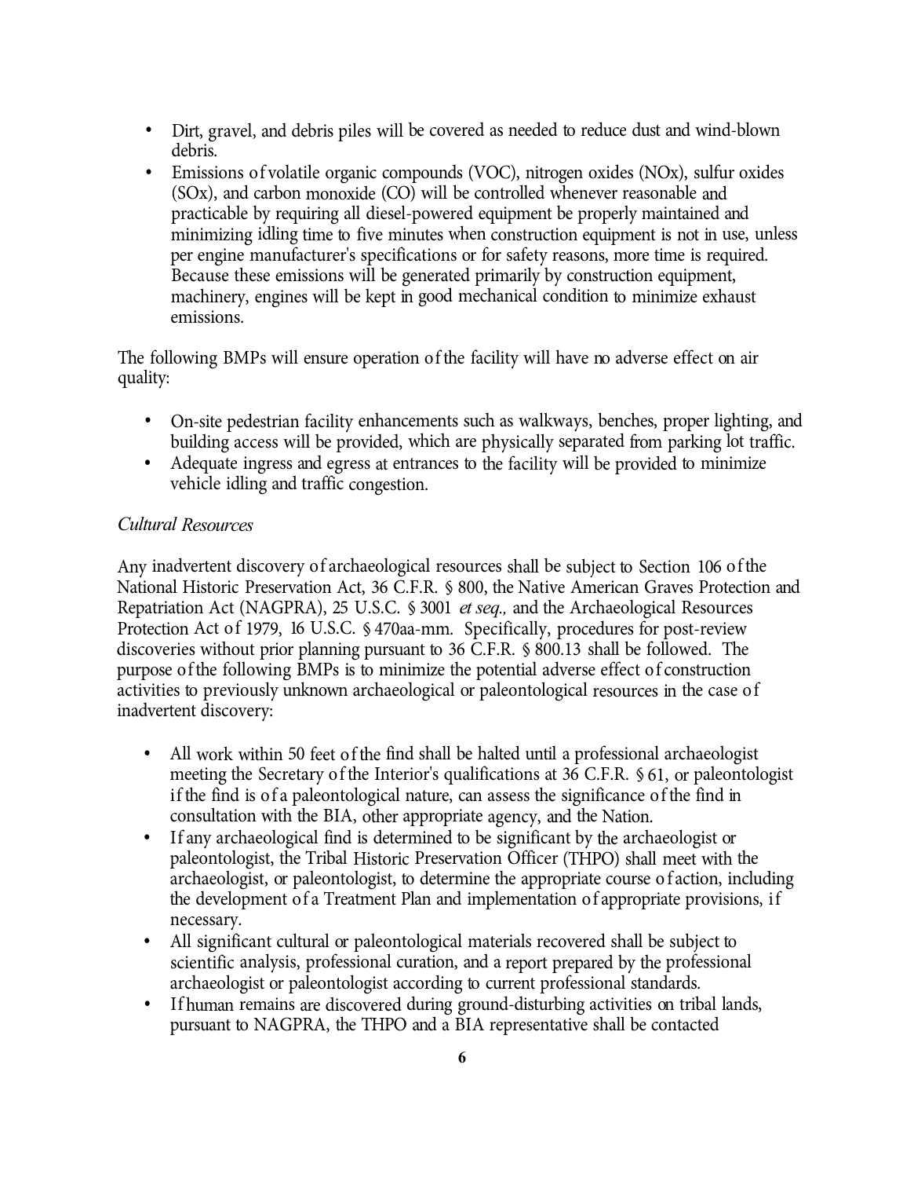- Dirt, gravel, and debris piles will be covered as needed to reduce dust and wind-blown debris.
- Emissions of volatile organic compounds (VOC), nitrogen oxides (NOx), sulfur oxides (SOx), and carbon monoxide (CO) will be controlled whenever reasonable and practicable by requiring all diesel-powered equipment be properly maintained and minimizing idling time to five minutes when construction equipment is not in use, unless per engine manufacturer's specifications or for safety reasons, more time is required. Because these emissions will be generated primarily by construction equipment, machinery, engines will be kept in good mechanical condition to minimize exhaust emissions.

The following BMPs will ensure operation of the facility will have no adverse effect on air quality:

- On-site pedestrian facility enhancements such as walkways, benches, proper lighting, and building access will be provided, which are physically separated from parking lot traffic.
- Adequate ingress and egress at entrances to the facility will be provided to minimize vehicle idling and traffic congestion.

*Cultural Resources*

Any inadvertent discovery of archaeological resources shall be subject to Section 106 of the National Historic Preservation Act, 36 C.F.R. § 800, the Native American Graves Protection and Repatriation Act (NAGPRA), 25 U.S.C. § 3001 *et seq.,* and the Archaeological Resources Protection Act of 1979, 16 U.S.C. § 470aa-mm. Specifically, procedures for post-review discoveries without prior planning pursuant to 36 C.F.R. § 800.13 shall be followed. The purpose of the following BMPs is to minimize the potential adverse effect of construction activities to previously unknown archaeological or paleontological resources in the case of inadvertent discovery:

- All work within 50 feet of the find shall be halted until a professional archaeologist meeting the Secretary of the Interior's qualifications at 36 C.F.R. § 61, or paleontologist if the find is of a paleontological nature, can assess the significance of the find in consultation with the BIA, other appropriate agency, and the Nation.
- If any archaeological find is determined to be significant by the archaeologist or paleontologist, the Tribal Historic Preservation Officer (THPO) shall meet with the archaeologist, or paleontologist, to determine the appropriate course of action, including the development of a Treatment Plan and implementation of appropriate provisions, if necessary.
- All significant cultural or paleontological materials recovered shall be subject to scientific analysis, professional curation, and a report prepared by the professional archaeologist or paleontologist according to current professional standards.
- If human remains are discovered during ground-disturbing activities on tribal lands, pursuant to NAGPRA, the THPO and a BIA representative shall be contacted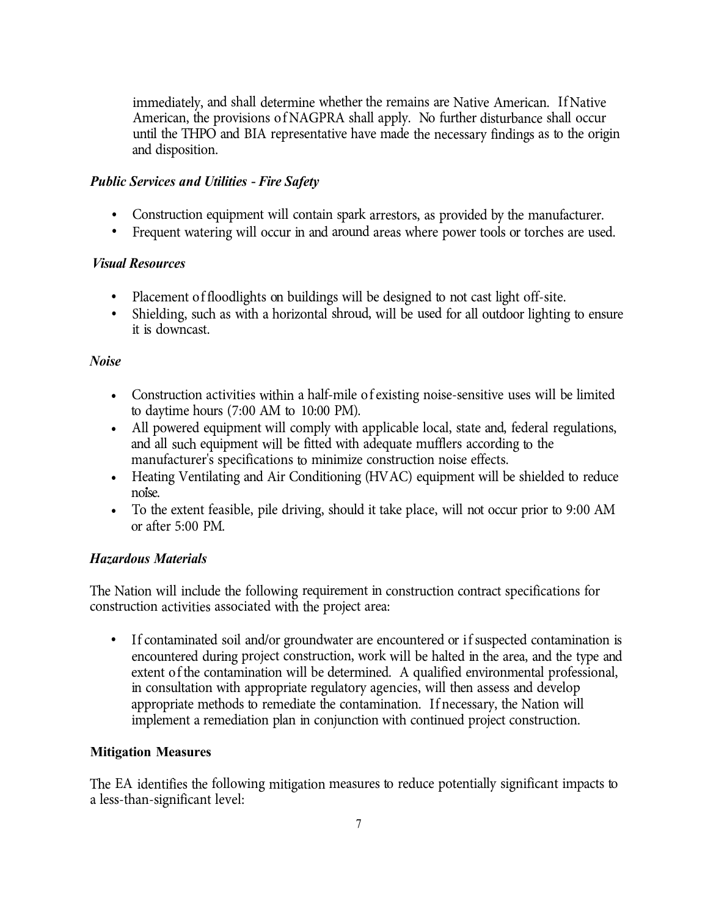immediately, and shall determine whether the remains are Native American. If Native American, the provisions of NAGPRA shall apply. No further disturbance shall occur until the THPO and BIA representative have made the necessary findings as to the origin and disposition.

***Public Services and Utilities - Fire Safety***

- Construction equipment will contain spark arrestors, as provided by the manufacturer.
- Frequent watering will occur in and around areas where power tools or torches are used.

***Visual Resources***

- Placement of floodlights on buildings will be designed to not cast light off-site.
- Shielding, such as with a horizontal shroud, will be used for all outdoor lighting to ensure it is downcast.

***Noise***

- Construction activities within a half-mile of existing noise-sensitive uses will be limited to daytime hours (7:00 AM to 10:00 PM).
- All powered equipment will comply with applicable local, state and, federal regulations, and all such equipment will be fitted with adequate mufflers according to the manufacturer's specifications to minimize construction noise effects.
- Heating Ventilating and Air Conditioning (HVAC) equipment will be shielded to reduce noise.
- To the extent feasible, pile driving, should it take place, will not occur prior to 9:00 AM or after 5:00 PM.

***Hazardous Materials***

The Nation will include the following requirement in construction contract specifications for construction activities associated with the project area:

- If contaminated soil and/or groundwater are encountered or if suspected contamination is encountered during project construction, work will be halted in the area, and the type and extent of the contamination will be determined. A qualified environmental professional, in consultation with appropriate regulatory agencies, will then assess and develop appropriate methods to remediate the contamination. If necessary, the Nation will implement a remediation plan in conjunction with continued project construction.

**Mitigation Measures**

The EA identifies the following mitigation measures to reduce potentially significant impacts to a less-than-significant level: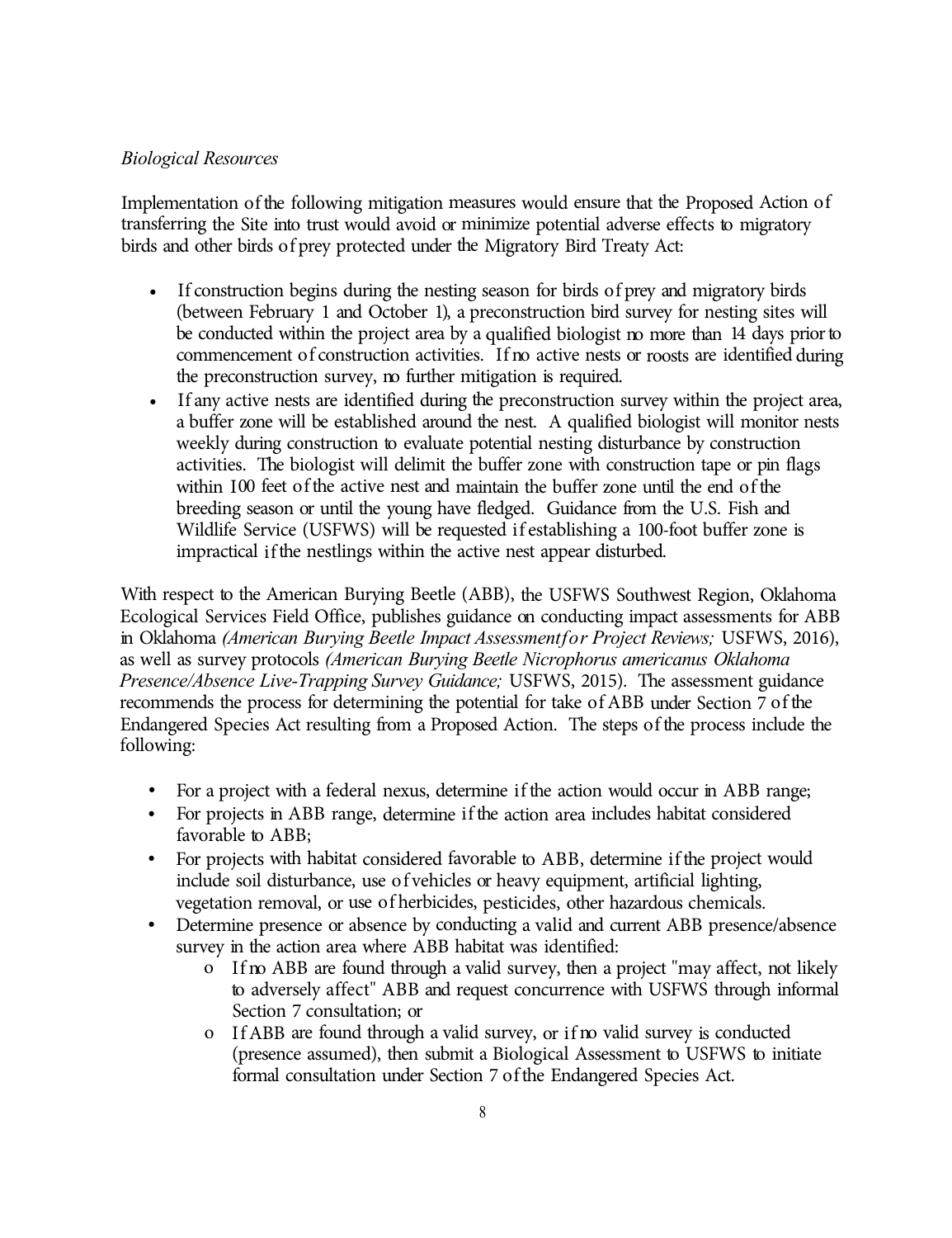*Biological Resources*

Implementation of the following mitigation measures would ensure that the Proposed Action of transferring the Site into trust would avoid or minimize potential adverse effects to migratory birds and other birds of prey protected under the Migratory Bird Treaty Act:

- If construction begins during the nesting season for birds of prey and migratory birds (between February 1 and October 1), a preconstruction bird survey for nesting sites will be conducted within the project area by a qualified biologist no more than 14 days prior to commencement of construction activities. If no active nests or roosts are identified during the preconstruction survey, no further mitigation is required.
- If any active nests are identified during the preconstruction survey within the project area, a buffer zone will be established around the nest. A qualified biologist will monitor nests weekly during construction to evaluate potential nesting disturbance by construction activities. The biologist will delimit the buffer zone with construction tape or pin flags within 100 feet of the active nest and maintain the buffer zone until the end of the breeding season or until the young have fledged. Guidance from the U.S. Fish and Wildlife Service (USFWS) will be requested if establishing a 100-foot buffer zone is impractical if the nestlings within the active nest appear disturbed.

With respect to the American Burying Beetle (ABB), the USFWS Southwest Region, Oklahoma Ecological Services Field Office, publishes guidance on conducting impact assessments for ABB in Oklahoma *(American Burying Beetle Impact Assessment for Project Reviews;* USFWS, 2016), as well as survey protocols *(American Burying Beetle Nicrophorus americanus Oklahoma Presence/Absence Live-Trapping Survey Guidance;* USFWS, 2015). The assessment guidance recommends the process for determining the potential for take of ABB under Section 7 of the Endangered Species Act resulting from a Proposed Action. The steps of the process include the following:

- For a project with a federal nexus, determine if the action would occur in ABB range;
- For projects in ABB range, determine if the action area includes habitat considered favorable to ABB;
- For projects with habitat considered favorable to ABB, determine if the project would include soil disturbance, use of vehicles or heavy equipment, artificial lighting, vegetation removal, or use of herbicides, pesticides, other hazardous chemicals.
- Determine presence or absence by conducting a valid and current ABB presence/absence survey in the action area where ABB habitat was identified:
  - If no ABB are found through a valid survey, then a project "may affect, not likely to adversely affect" ABB and request concurrence with USFWS through informal Section 7 consultation; or
  - If ABB are found through a valid survey, or if no valid survey is conducted (presence assumed), then submit a Biological Assessment to USFWS to initiate formal consultation under Section 7 of the Endangered Species Act.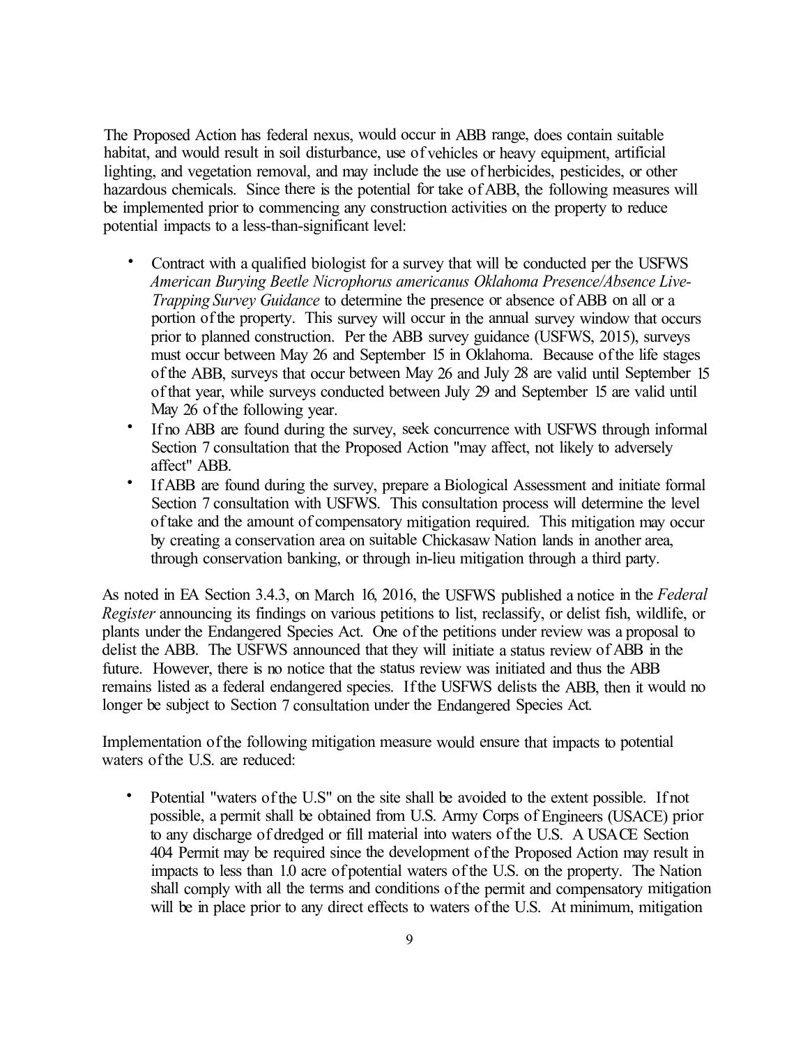The Proposed Action has federal nexus, would occur in ABB range, does contain suitable habitat, and would result in soil disturbance, use of vehicles or heavy equipment, artificial lighting, and vegetation removal, and may include the use of herbicides, pesticides, or other hazardous chemicals. Since there is the potential for take of ABB, the following measures will be implemented prior to commencing any construction activities on the property to reduce potential impacts to a less-than-significant level:

- Contract with a qualified biologist for a survey that will be conducted per the USFWS *American Burying Beetle Nicrophorus americanus Oklahoma Presence/Absence Live-Trapping Survey Guidance* to determine the presence or absence of ABB on all or a portion of the property. This survey will occur in the annual survey window that occurs prior to planned construction. Per the ABB survey guidance (USFWS, 2015), surveys must occur between May 26 and September 15 in Oklahoma. Because of the life stages of the ABB, surveys that occur between May 26 and July 28 are valid until September 15 of that year, while surveys conducted between July 29 and September 15 are valid until May 26 of the following year.
- If no ABB are found during the survey, seek concurrence with USFWS through informal Section 7 consultation that the Proposed Action "may affect, not likely to adversely affect" ABB.
- If ABB are found during the survey, prepare a Biological Assessment and initiate formal Section 7 consultation with USFWS. This consultation process will determine the level of take and the amount of compensatory mitigation required. This mitigation may occur by creating a conservation area on suitable Chickasaw Nation lands in another area, through conservation banking, or through in-lieu mitigation through a third party.

As noted in EA Section 3.4.3, on March 16, 2016, the USFWS published a notice in the *Federal Register* announcing its findings on various petitions to list, reclassify, or delist fish, wildlife, or plants under the Endangered Species Act. One of the petitions under review was a proposal to delist the ABB. The USFWS announced that they will initiate a status review of ABB in the future. However, there is no notice that the status review was initiated and thus the ABB remains listed as a federal endangered species. If the USFWS delists the ABB, then it would no longer be subject to Section 7 consultation under the Endangered Species Act.

Implementation of the following mitigation measure would ensure that impacts to potential waters of the U.S. are reduced:

- Potential "waters of the U.S" on the site shall be avoided to the extent possible. If not possible, a permit shall be obtained from U.S. Army Corps of Engineers (USACE) prior to any discharge of dredged or fill material into waters of the U.S. A USACE Section 404 Permit may be required since the development of the Proposed Action may result in impacts to less than 1.0 acre of potential waters of the U.S. on the property. The Nation shall comply with all the terms and conditions of the permit and compensatory mitigation will be in place prior to any direct effects to waters of the U.S. At minimum, mitigation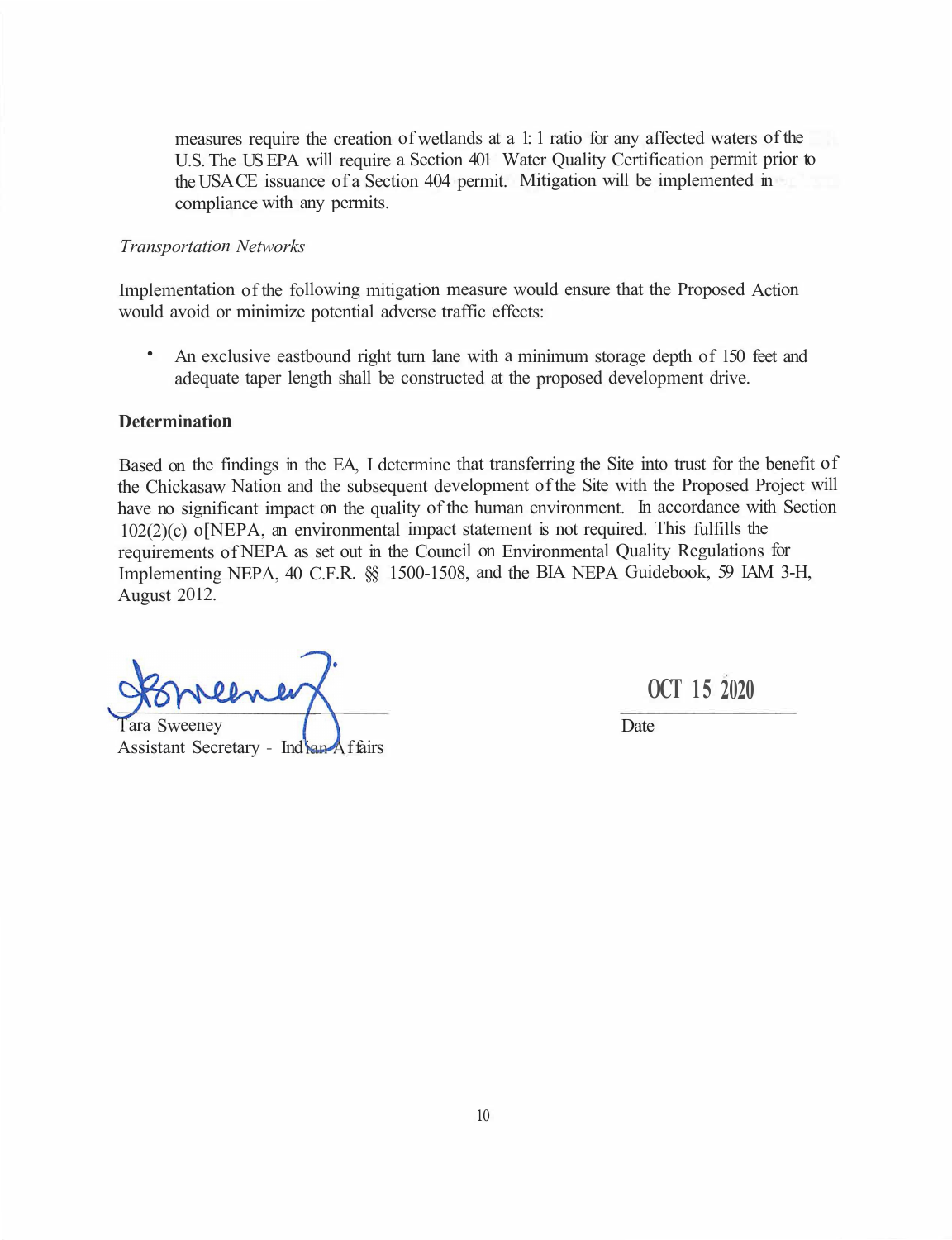measures require the creation of wetlands at a 1:1 ratio for any affected waters of the U.S. The US EPA will require a Section 401 Water Quality Certification permit prior to the USACE issuance of a Section 404 permit. Mitigation will be implemented in compliance with any permits.

*Transportation Networks*

Implementation of the following mitigation measure would ensure that the Proposed Action would avoid or minimize potential adverse traffic effects:

- An exclusive eastbound right turn lane with a minimum storage depth of 150 feet and adequate taper length shall be constructed at the proposed development drive.

**Determination**

Based on the findings in the EA, I determine that transferring the Site into trust for the benefit of the Chickasaw Nation and the subsequent development of the Site with the Proposed Project will have no significant impact on the quality of the human environment. In accordance with Section 102(2)(c) of NEPA, an environmental impact statement is not required. This fulfills the requirements of NEPA as set out in the Council on Environmental Quality Regulations for Implementing NEPA, 40 C.F.R. §§ 1500-1508, and the BIA NEPA Guidebook, 59 IAM 3-H, August 2012.

Tara Sweeney
Assistant Secretary - Indian Affairs

OCT 15 2020
Date